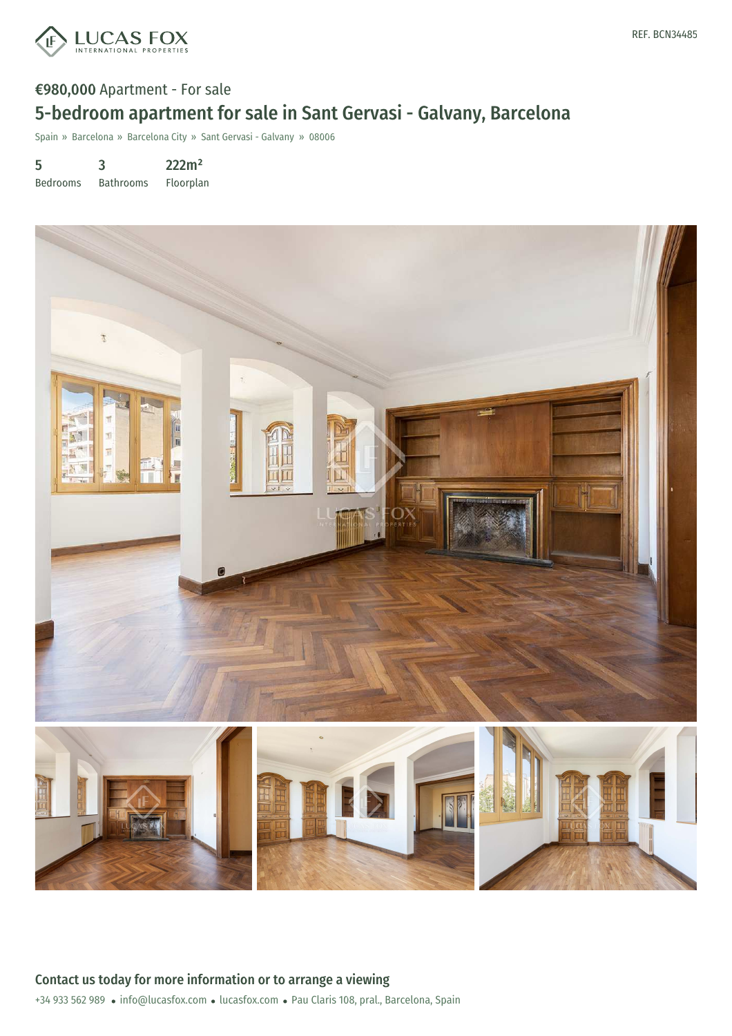REF. BCN34485

**€980,000** Apartment - For sale

# 5-bedroom apartment for sale in Sant Gervasi - Galvany, Barcelona

Spain » Barcelona » Barcelona City » Sant Gervasi - Galvany » 08006

| 5 | 3 | 222m² |
|---|---|---|
| Bedrooms | Bathrooms | Floorplan |

## Contact us today for more information or to arrange a viewing

+34 933 562 989 • info@lucasfox.com • lucasfox.com • Pau Claris 108, pral., Barcelona, Spain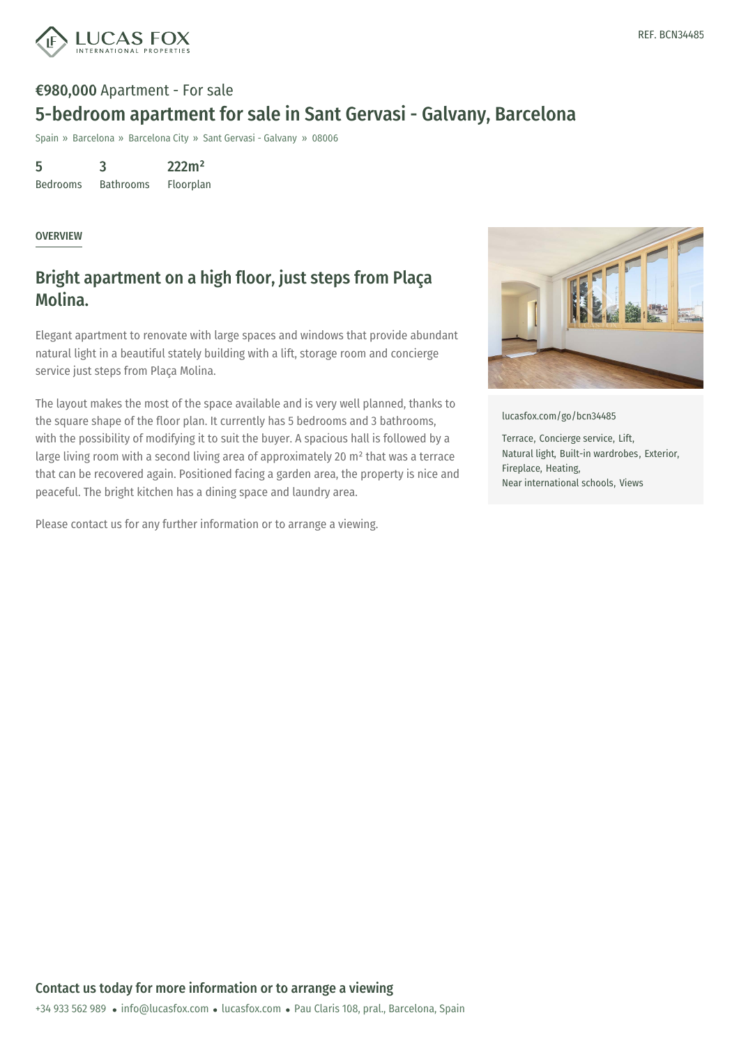REF. BCN34485

**€980,000** Apartment - For sale

# 5-bedroom apartment for sale in Sant Gervasi - Galvany, Barcelona

Spain » Barcelona » Barcelona City » Sant Gervasi - Galvany » 08006

| 5 | 3 | 222m² |
|---|---|---|
| Bedrooms | Bathrooms | Floorplan |

OVERVIEW

## Bright apartment on a high floor, just steps from Plaça Molina.

Elegant apartment to renovate with large spaces and windows that provide abundant natural light in a beautiful stately building with a lift, storage room and concierge service just steps from Plaça Molina.

The layout makes the most of the space available and is very well planned, thanks to the square shape of the floor plan. It currently has 5 bedrooms and 3 bathrooms, with the possibility of modifying it to suit the buyer. A spacious hall is followed by a large living room with a second living area of approximately 20 m² that was a terrace that can be recovered again. Positioned facing a garden area, the property is nice and peaceful. The bright kitchen has a dining space and laundry area.

Please contact us for any further information or to arrange a viewing.

lucasfox.com/go/bcn34485

Terrace, Concierge service, Lift, Natural light, Built-in wardrobes, Exterior, Fireplace, Heating, Near international schools, Views

## Contact us today for more information or to arrange a viewing

+34 933 562 989 • info@lucasfox.com • lucasfox.com • Pau Claris 108, pral., Barcelona, Spain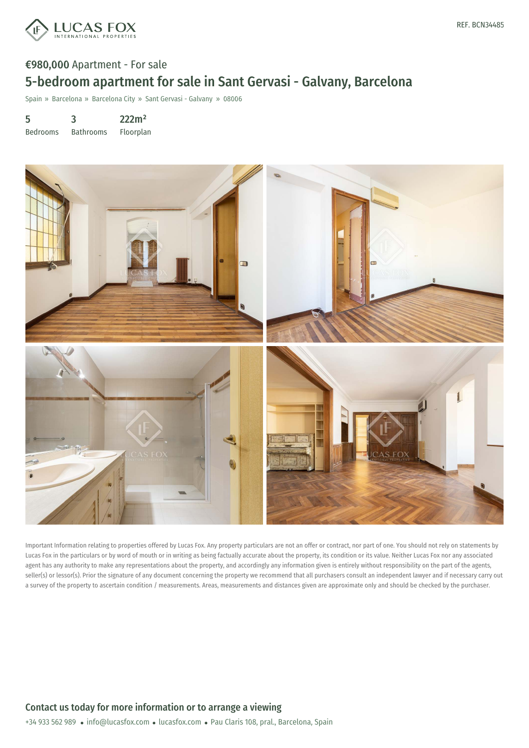REF. BCN34485

**€980,000** Apartment - For sale

# 5-bedroom apartment for sale in Sant Gervasi - Galvany, Barcelona

Spain » Barcelona » Barcelona City » Sant Gervasi - Galvany » 08006

| 5 | 3 | 222m² |
|---|---|---|
| Bedrooms | Bathrooms | Floorplan |

Important Information relating to properties offered by Lucas Fox. Any property particulars are not an offer or contract, nor part of one. You should not rely on statements by Lucas Fox in the particulars or by word of mouth or in writing as being factually accurate about the property, its condition or its value. Neither Lucas Fox nor any associated agent has any authority to make any representations about the property, and accordingly any information given is entirely without responsibility on the part of the agents, seller(s) or lessor(s). Prior the signature of any document concerning the property we recommend that all purchasers consult an independent lawyer and if necessary carry out a survey of the property to ascertain condition / measurements. Areas, measurements and distances given are approximate only and should be checked by the purchaser.

## Contact us today for more information or to arrange a viewing

+34 933 562 989 • info@lucasfox.com • lucasfox.com • Pau Claris 108, pral., Barcelona, Spain